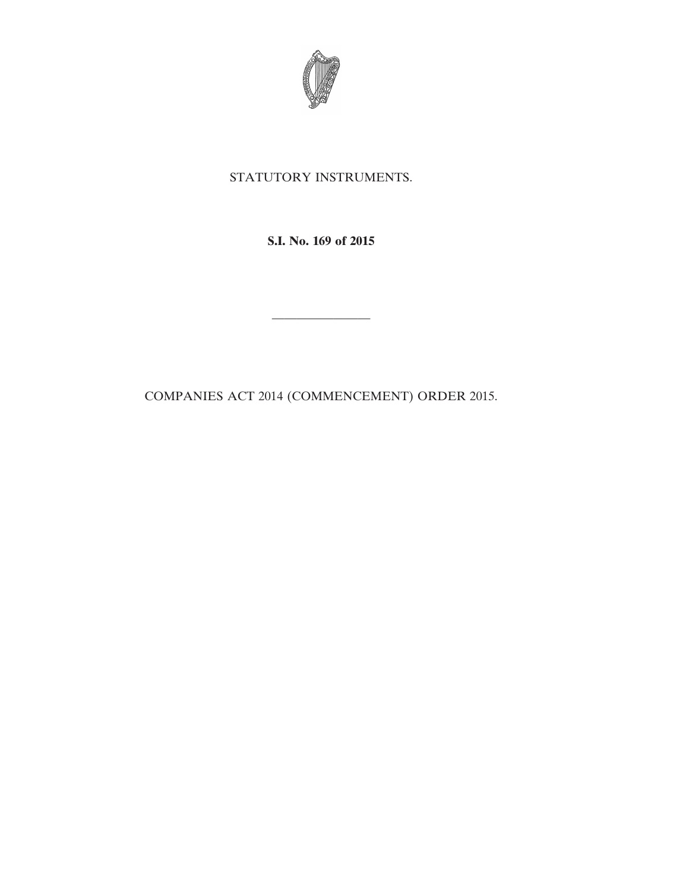STATUTORY INSTRUMENTS.

**S.I. No. 169 of 2015**

---

COMPANIES ACT 2014 (COMMENCEMENT) ORDER 2015.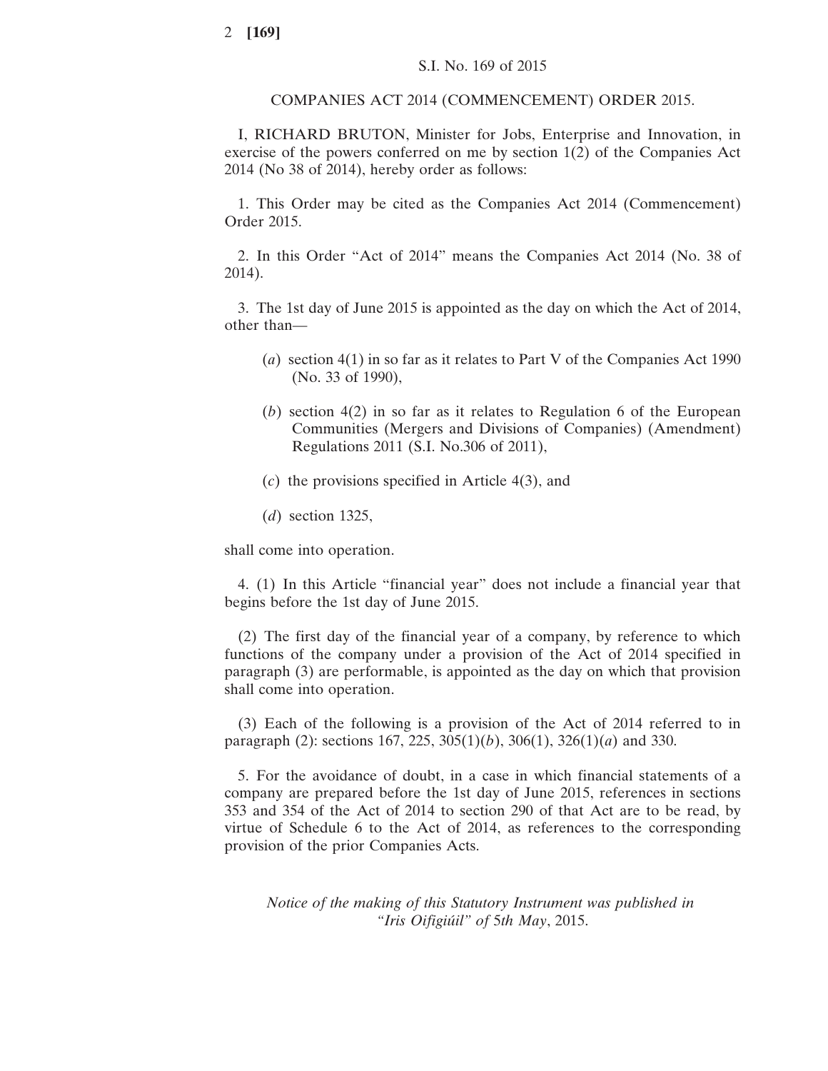S.I. No. 169 of 2015

## COMPANIES ACT 2014 (COMMENCEMENT) ORDER 2015.

I, RICHARD BRUTON, Minister for Jobs, Enterprise and Innovation, in exercise of the powers conferred on me by section 1(2) of the Companies Act 2014 (No 38 of 2014), hereby order as follows:

1. This Order may be cited as the Companies Act 2014 (Commencement) Order 2015.

2. In this Order "Act of 2014" means the Companies Act 2014 (No. 38 of 2014).

3. The 1st day of June 2015 is appointed as the day on which the Act of 2014, other than—

 (*a*) section 4(1) in so far as it relates to Part V of the Companies Act 1990 (No. 33 of 1990),

 (*b*) section 4(2) in so far as it relates to Regulation 6 of the European Communities (Mergers and Divisions of Companies) (Amendment) Regulations 2011 (S.I. No.306 of 2011),

 (*c*) the provisions specified in Article 4(3), and

 (*d*) section 1325,

shall come into operation.

4. (1) In this Article "financial year" does not include a financial year that begins before the 1st day of June 2015.

(2) The first day of the financial year of a company, by reference to which functions of the company under a provision of the Act of 2014 specified in paragraph (3) are performable, is appointed as the day on which that provision shall come into operation.

(3) Each of the following is a provision of the Act of 2014 referred to in paragraph (2): sections 167, 225, 305(1)(*b*), 306(1), 326(1)(*a*) and 330.

5. For the avoidance of doubt, in a case in which financial statements of a company are prepared before the 1st day of June 2015, references in sections 353 and 354 of the Act of 2014 to section 290 of that Act are to be read, by virtue of Schedule 6 to the Act of 2014, as references to the corresponding provision of the prior Companies Acts.

*Notice of the making of this Statutory Instrument was published in "Iris Oifigiúil" of* 5*th May*, 2015.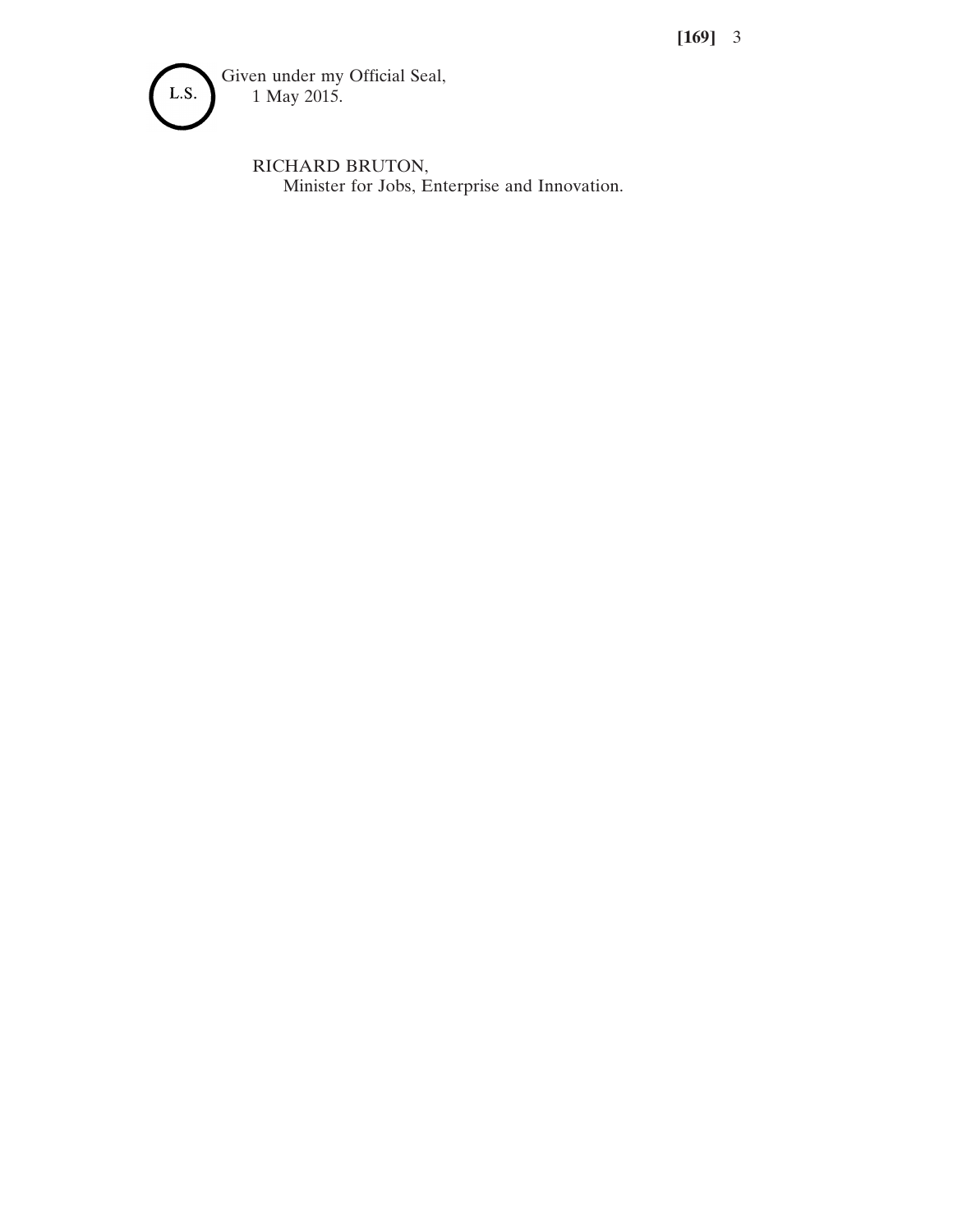L.S.

Given under my Official Seal,
1 May 2015.

RICHARD BRUTON,
Minister for Jobs, Enterprise and Innovation.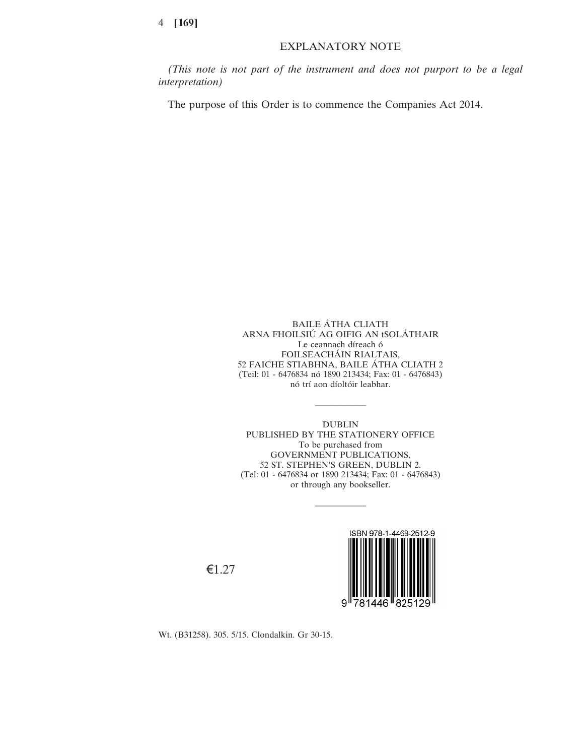## EXPLANATORY NOTE

*(This note is not part of the instrument and does not purport to be a legal interpretation)*

The purpose of this Order is to commence the Companies Act 2014.

BAILE ÁTHA CLIATH
ARNA FHOILSIÚ AG OIFIG AN tSOLÁTHAIR
Le ceannach díreach ó
FOILSEACHÁIN RIALTAIS,
52 FAICHE STIABHNA, BAILE ÁTHA CLIATH 2
(Teil: 01 - 6476834 nó 1890 213434; Fax: 01 - 6476843)
nó trí aon díoltóir leabhar.

---

DUBLIN
PUBLISHED BY THE STATIONERY OFFICE
To be purchased from
GOVERNMENT PUBLICATIONS,
52 ST. STEPHEN'S GREEN, DUBLIN 2.
(Tel: 01 - 6476834 or 1890 213434; Fax: 01 - 6476843)
or through any bookseller.

---

€1.27

ISBN 978-1-4468-2512-9

9 781446 825129

Wt. (B31258). 305. 5/15. Clondalkin. Gr 30-15.